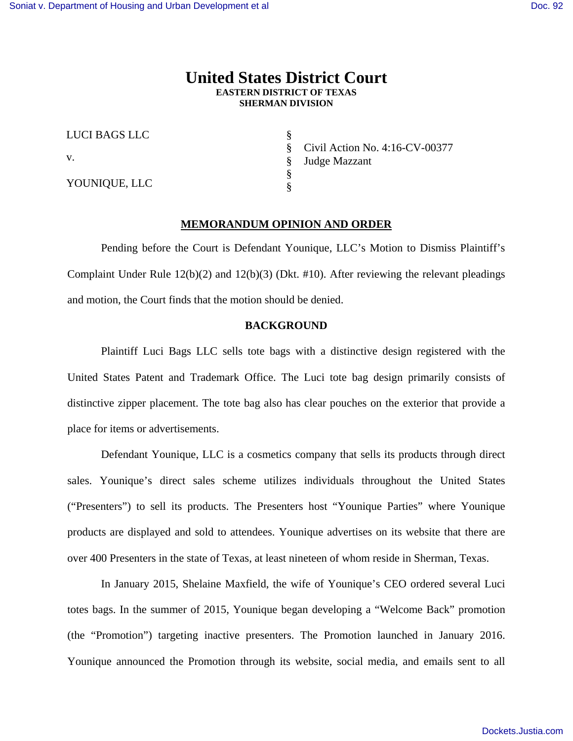# United States District Court
**EASTERN DISTRICT OF TEXAS**
**SHERMAN DIVISION**

| | | |
|---|---|---|
| LUCI BAGS LLC | § | |
| | § | Civil Action No. 4:16-CV-00377 |
| v. | § | Judge Mazzant |
| | § | |
| YOUNIQUE, LLC | § | |

## MEMORANDUM OPINION AND ORDER

Pending before the Court is Defendant Younique, LLC's Motion to Dismiss Plaintiff's Complaint Under Rule 12(b)(2) and 12(b)(3) (Dkt. #10). After reviewing the relevant pleadings and motion, the Court finds that the motion should be denied.

### BACKGROUND

Plaintiff Luci Bags LLC sells tote bags with a distinctive design registered with the United States Patent and Trademark Office. The Luci tote bag design primarily consists of distinctive zipper placement. The tote bag also has clear pouches on the exterior that provide a place for items or advertisements.

Defendant Younique, LLC is a cosmetics company that sells its products through direct sales. Younique's direct sales scheme utilizes individuals throughout the United States ("Presenters") to sell its products. The Presenters host "Younique Parties" where Younique products are displayed and sold to attendees. Younique advertises on its website that there are over 400 Presenters in the state of Texas, at least nineteen of whom reside in Sherman, Texas.

In January 2015, Shelaine Maxfield, the wife of Younique's CEO ordered several Luci totes bags. In the summer of 2015, Younique began developing a "Welcome Back" promotion (the "Promotion") targeting inactive presenters. The Promotion launched in January 2016. Younique announced the Promotion through its website, social media, and emails sent to all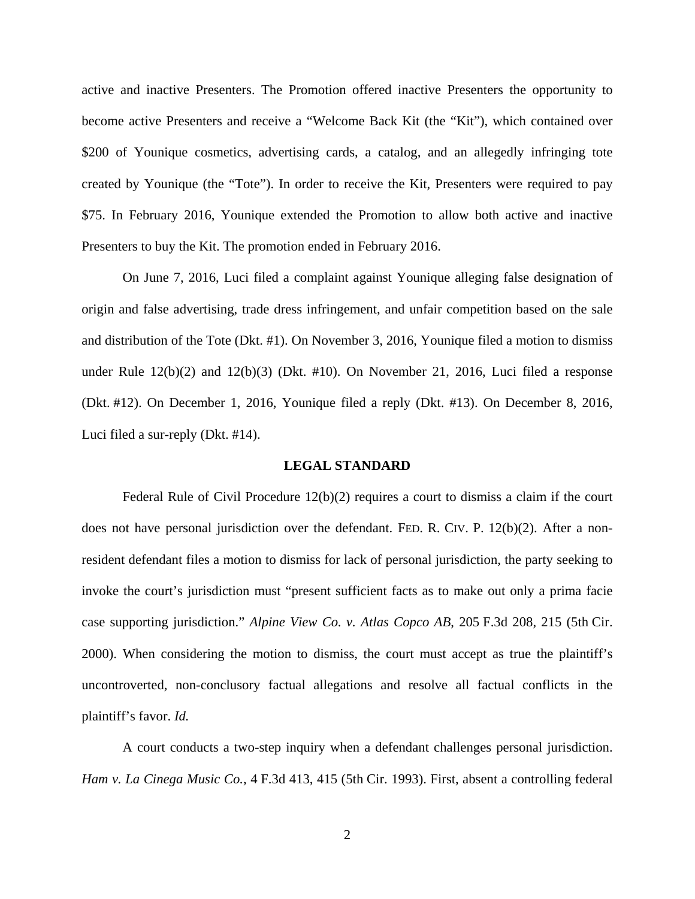active and inactive Presenters. The Promotion offered inactive Presenters the opportunity to become active Presenters and receive a "Welcome Back Kit (the "Kit"), which contained over $200 of Younique cosmetics, advertising cards, a catalog, and an allegedly infringing tote created by Younique (the "Tote"). In order to receive the Kit, Presenters were required to pay $75. In February 2016, Younique extended the Promotion to allow both active and inactive Presenters to buy the Kit. The promotion ended in February 2016.

On June 7, 2016, Luci filed a complaint against Younique alleging false designation of origin and false advertising, trade dress infringement, and unfair competition based on the sale and distribution of the Tote (Dkt. #1). On November 3, 2016, Younique filed a motion to dismiss under Rule 12(b)(2) and 12(b)(3) (Dkt. #10). On November 21, 2016, Luci filed a response (Dkt. #12). On December 1, 2016, Younique filed a reply (Dkt. #13). On December 8, 2016, Luci filed a sur-reply (Dkt. #14).

**LEGAL STANDARD**

Federal Rule of Civil Procedure 12(b)(2) requires a court to dismiss a claim if the court does not have personal jurisdiction over the defendant. FED. R. CIV. P. 12(b)(2). After a non-resident defendant files a motion to dismiss for lack of personal jurisdiction, the party seeking to invoke the court's jurisdiction must "present sufficient facts as to make out only a prima facie case supporting jurisdiction." *Alpine View Co. v. Atlas Copco AB*, 205 F.3d 208, 215 (5th Cir. 2000). When considering the motion to dismiss, the court must accept as true the plaintiff's uncontroverted, non-conclusory factual allegations and resolve all factual conflicts in the plaintiff's favor. *Id.*

A court conducts a two-step inquiry when a defendant challenges personal jurisdiction. *Ham v. La Cinega Music Co.*, 4 F.3d 413, 415 (5th Cir. 1993). First, absent a controlling federal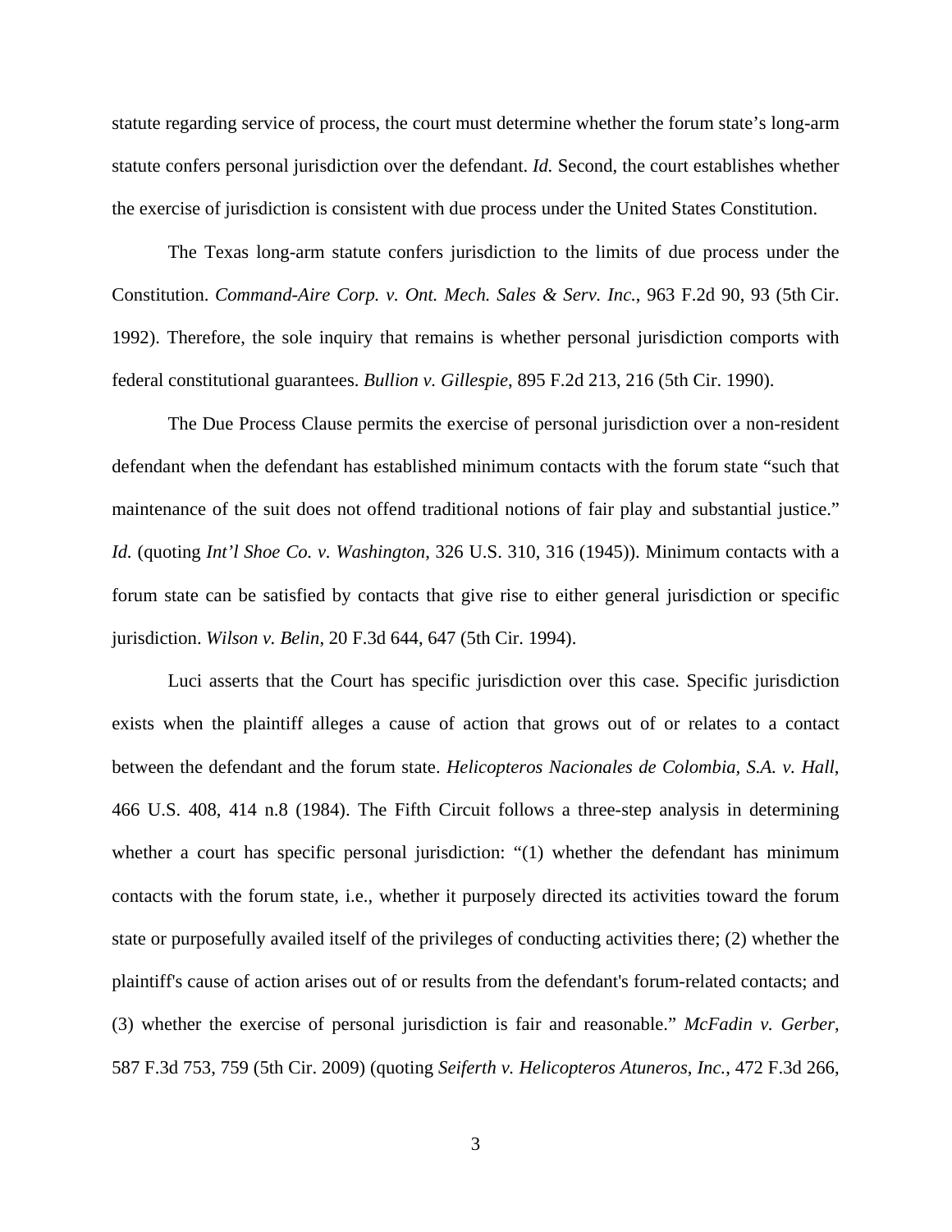statute regarding service of process, the court must determine whether the forum state's long-arm statute confers personal jurisdiction over the defendant. *Id.* Second, the court establishes whether the exercise of jurisdiction is consistent with due process under the United States Constitution.

The Texas long-arm statute confers jurisdiction to the limits of due process under the Constitution. *Command-Aire Corp. v. Ont. Mech. Sales & Serv. Inc.*, 963 F.2d 90, 93 (5th Cir. 1992). Therefore, the sole inquiry that remains is whether personal jurisdiction comports with federal constitutional guarantees. *Bullion v. Gillespie*, 895 F.2d 213, 216 (5th Cir. 1990).

The Due Process Clause permits the exercise of personal jurisdiction over a non-resident defendant when the defendant has established minimum contacts with the forum state "such that maintenance of the suit does not offend traditional notions of fair play and substantial justice." *Id.* (quoting *Int'l Shoe Co. v. Washington*, 326 U.S. 310, 316 (1945)). Minimum contacts with a forum state can be satisfied by contacts that give rise to either general jurisdiction or specific jurisdiction. *Wilson v. Belin*, 20 F.3d 644, 647 (5th Cir. 1994).

Luci asserts that the Court has specific jurisdiction over this case. Specific jurisdiction exists when the plaintiff alleges a cause of action that grows out of or relates to a contact between the defendant and the forum state. *Helicopteros Nacionales de Colombia, S.A. v. Hall*, 466 U.S. 408, 414 n.8 (1984). The Fifth Circuit follows a three-step analysis in determining whether a court has specific personal jurisdiction: "(1) whether the defendant has minimum contacts with the forum state, i.e., whether it purposely directed its activities toward the forum state or purposefully availed itself of the privileges of conducting activities there; (2) whether the plaintiff's cause of action arises out of or results from the defendant's forum-related contacts; and (3) whether the exercise of personal jurisdiction is fair and reasonable." *McFadin v. Gerber*, 587 F.3d 753, 759 (5th Cir. 2009) (quoting *Seiferth v. Helicopteros Atuneros, Inc.*, 472 F.3d 266,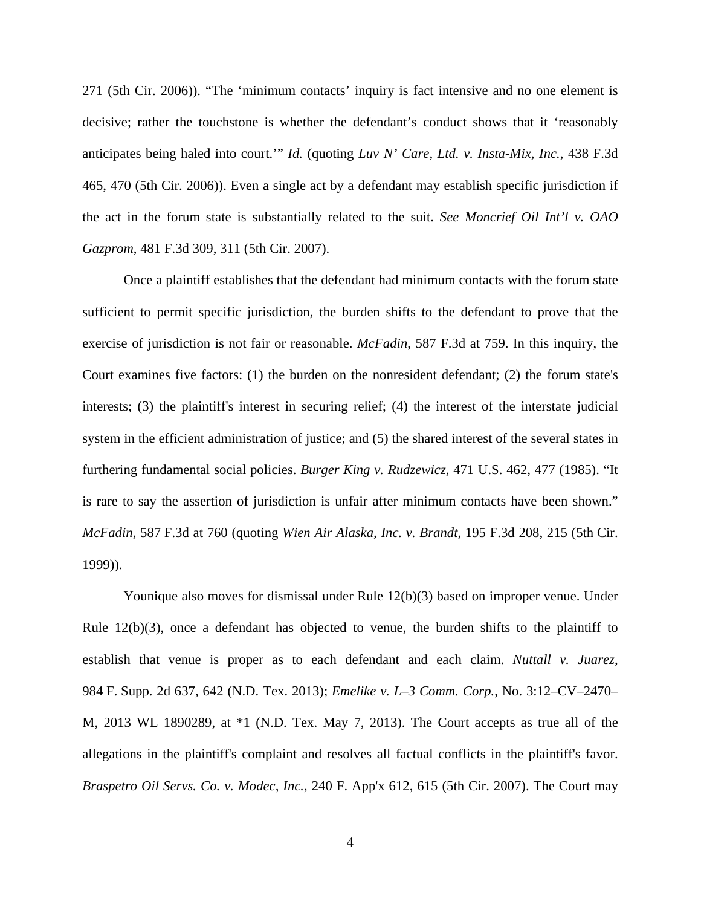271 (5th Cir. 2006)). "The 'minimum contacts' inquiry is fact intensive and no one element is decisive; rather the touchstone is whether the defendant's conduct shows that it 'reasonably anticipates being haled into court.'" *Id.* (quoting *Luv N' Care, Ltd. v. Insta-Mix, Inc.*, 438 F.3d 465, 470 (5th Cir. 2006)). Even a single act by a defendant may establish specific jurisdiction if the act in the forum state is substantially related to the suit. *See Moncrief Oil Int'l v. OAO Gazprom*, 481 F.3d 309, 311 (5th Cir. 2007).

Once a plaintiff establishes that the defendant had minimum contacts with the forum state sufficient to permit specific jurisdiction, the burden shifts to the defendant to prove that the exercise of jurisdiction is not fair or reasonable. *McFadin*, 587 F.3d at 759. In this inquiry, the Court examines five factors: (1) the burden on the nonresident defendant; (2) the forum state's interests; (3) the plaintiff's interest in securing relief; (4) the interest of the interstate judicial system in the efficient administration of justice; and (5) the shared interest of the several states in furthering fundamental social policies. *Burger King v. Rudzewicz*, 471 U.S. 462, 477 (1985). "It is rare to say the assertion of jurisdiction is unfair after minimum contacts have been shown." *McFadin*, 587 F.3d at 760 (quoting *Wien Air Alaska, Inc. v. Brandt*, 195 F.3d 208, 215 (5th Cir. 1999)).

Younique also moves for dismissal under Rule 12(b)(3) based on improper venue. Under Rule 12(b)(3), once a defendant has objected to venue, the burden shifts to the plaintiff to establish that venue is proper as to each defendant and each claim. *Nuttall v. Juarez*, 984 F. Supp. 2d 637, 642 (N.D. Tex. 2013); *Emelike v. L–3 Comm. Corp.*, No. 3:12–CV–2470–M, 2013 WL 1890289, at *1 (N.D. Tex. May 7, 2013). The Court accepts as true all of the allegations in the plaintiff's complaint and resolves all factual conflicts in the plaintiff's favor. *Braspetro Oil Servs. Co. v. Modec, Inc.*, 240 F. App'x 612, 615 (5th Cir. 2007). The Court may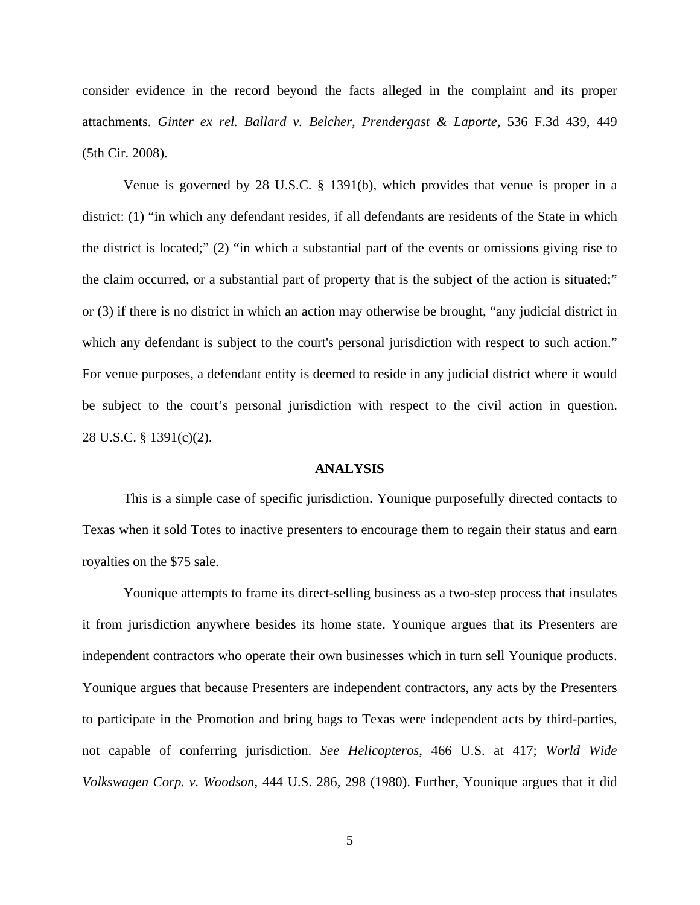consider evidence in the record beyond the facts alleged in the complaint and its proper attachments. *Ginter ex rel. Ballard v. Belcher, Prendergast & Laporte*, 536 F.3d 439, 449 (5th Cir. 2008).

Venue is governed by 28 U.S.C. § 1391(b), which provides that venue is proper in a district: (1) "in which any defendant resides, if all defendants are residents of the State in which the district is located;" (2) "in which a substantial part of the events or omissions giving rise to the claim occurred, or a substantial part of property that is the subject of the action is situated;" or (3) if there is no district in which an action may otherwise be brought, "any judicial district in which any defendant is subject to the court's personal jurisdiction with respect to such action." For venue purposes, a defendant entity is deemed to reside in any judicial district where it would be subject to the court's personal jurisdiction with respect to the civil action in question. 28 U.S.C. § 1391(c)(2).

## ANALYSIS

This is a simple case of specific jurisdiction. Younique purposefully directed contacts to Texas when it sold Totes to inactive presenters to encourage them to regain their status and earn royalties on the $75 sale.

Younique attempts to frame its direct-selling business as a two-step process that insulates it from jurisdiction anywhere besides its home state. Younique argues that its Presenters are independent contractors who operate their own businesses which in turn sell Younique products. Younique argues that because Presenters are independent contractors, any acts by the Presenters to participate in the Promotion and bring bags to Texas were independent acts by third-parties, not capable of conferring jurisdiction. *See Helicopteros*, 466 U.S. at 417; *World Wide Volkswagen Corp. v. Woodson*, 444 U.S. 286, 298 (1980). Further, Younique argues that it did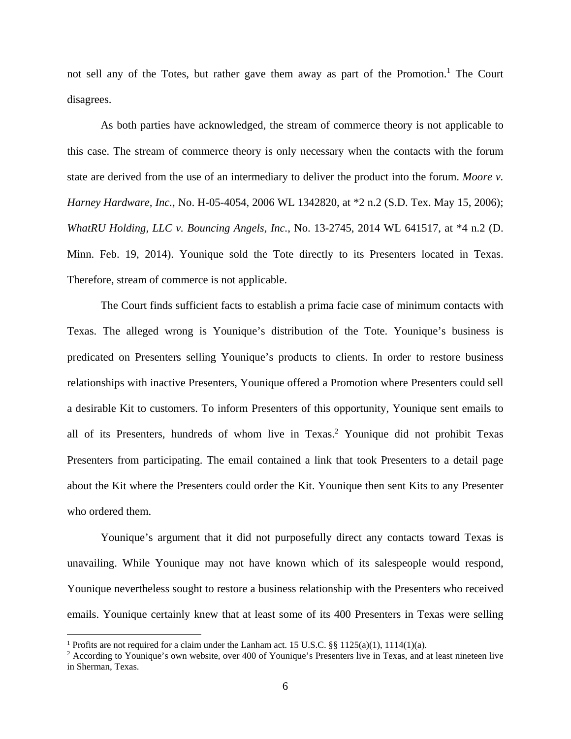not sell any of the Totes, but rather gave them away as part of the Promotion.[1] The Court disagrees.

As both parties have acknowledged, the stream of commerce theory is not applicable to this case. The stream of commerce theory is only necessary when the contacts with the forum state are derived from the use of an intermediary to deliver the product into the forum. *Moore v. Harney Hardware, Inc.*, No. H-05-4054, 2006 WL 1342820, at *2 n.2 (S.D. Tex. May 15, 2006); *WhatRU Holding, LLC v. Bouncing Angels, Inc.*, No. 13-2745, 2014 WL 641517, at *4 n.2 (D. Minn. Feb. 19, 2014). Younique sold the Tote directly to its Presenters located in Texas. Therefore, stream of commerce is not applicable.

The Court finds sufficient facts to establish a prima facie case of minimum contacts with Texas. The alleged wrong is Younique's distribution of the Tote. Younique's business is predicated on Presenters selling Younique's products to clients. In order to restore business relationships with inactive Presenters, Younique offered a Promotion where Presenters could sell a desirable Kit to customers. To inform Presenters of this opportunity, Younique sent emails to all of its Presenters, hundreds of whom live in Texas.[2] Younique did not prohibit Texas Presenters from participating. The email contained a link that took Presenters to a detail page about the Kit where the Presenters could order the Kit. Younique then sent Kits to any Presenter who ordered them.

Younique's argument that it did not purposefully direct any contacts toward Texas is unavailing. While Younique may not have known which of its salespeople would respond, Younique nevertheless sought to restore a business relationship with the Presenters who received emails. Younique certainly knew that at least some of its 400 Presenters in Texas were selling

[1] Profits are not required for a claim under the Lanham act. 15 U.S.C. §§ 1125(a)(1), 1114(1)(a).

[2] According to Younique's own website, over 400 of Younique's Presenters live in Texas, and at least nineteen live in Sherman, Texas.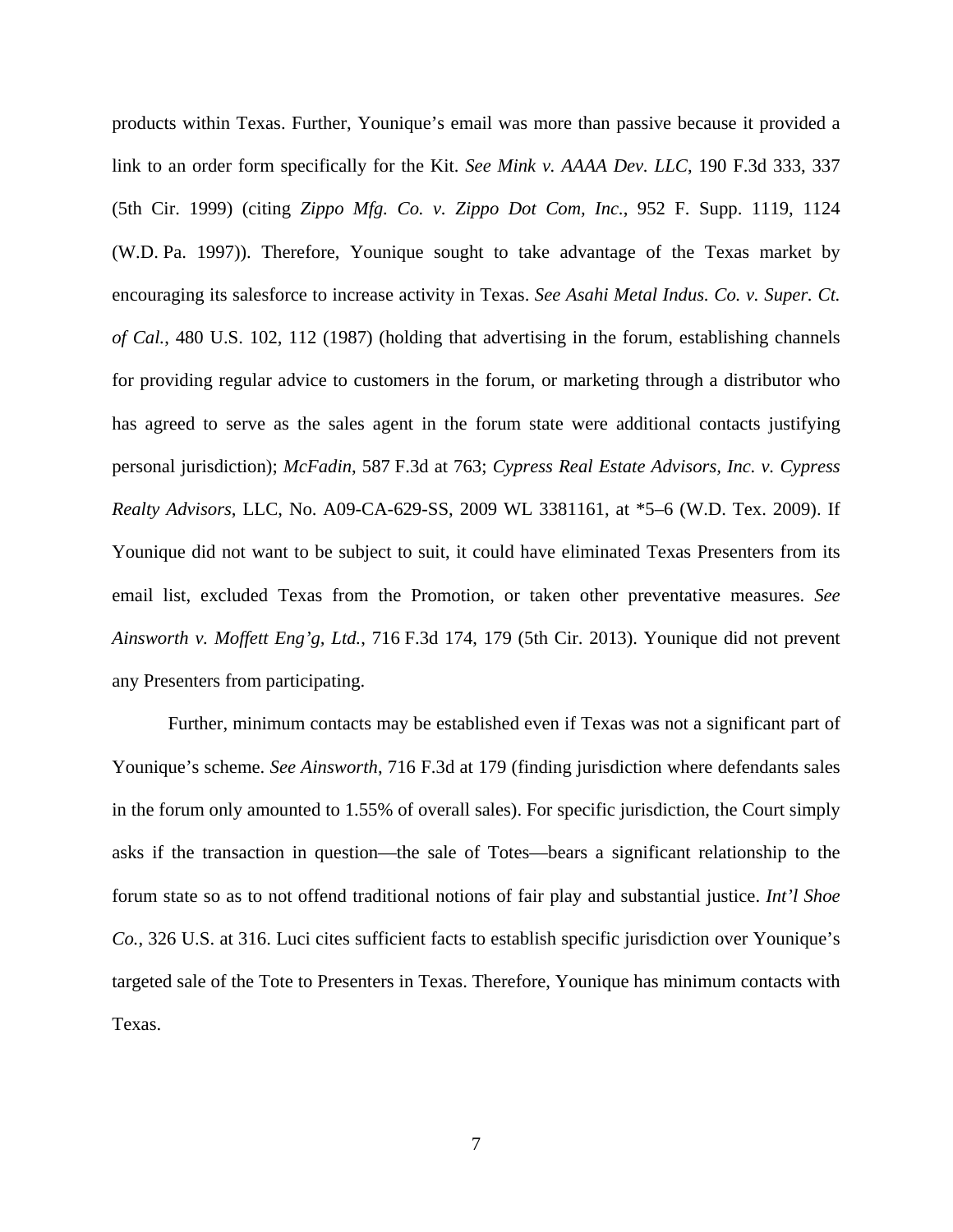products within Texas. Further, Younique's email was more than passive because it provided a link to an order form specifically for the Kit. *See Mink v. AAAA Dev. LLC*, 190 F.3d 333, 337 (5th Cir. 1999) (citing *Zippo Mfg. Co. v. Zippo Dot Com, Inc.*, 952 F. Supp. 1119, 1124 (W.D. Pa. 1997)). Therefore, Younique sought to take advantage of the Texas market by encouraging its salesforce to increase activity in Texas. *See Asahi Metal Indus. Co. v. Super. Ct. of Cal.*, 480 U.S. 102, 112 (1987) (holding that advertising in the forum, establishing channels for providing regular advice to customers in the forum, or marketing through a distributor who has agreed to serve as the sales agent in the forum state were additional contacts justifying personal jurisdiction); *McFadin*, 587 F.3d at 763; *Cypress Real Estate Advisors, Inc. v. Cypress Realty Advisors*, LLC, No. A09-CA-629-SS, 2009 WL 3381161, at *5–6 (W.D. Tex. 2009). If Younique did not want to be subject to suit, it could have eliminated Texas Presenters from its email list, excluded Texas from the Promotion, or taken other preventative measures. *See Ainsworth v. Moffett Eng'g, Ltd.*, 716 F.3d 174, 179 (5th Cir. 2013). Younique did not prevent any Presenters from participating.

Further, minimum contacts may be established even if Texas was not a significant part of Younique's scheme. *See Ainsworth*, 716 F.3d at 179 (finding jurisdiction where defendants sales in the forum only amounted to 1.55% of overall sales). For specific jurisdiction, the Court simply asks if the transaction in question—the sale of Totes—bears a significant relationship to the forum state so as to not offend traditional notions of fair play and substantial justice. *Int'l Shoe Co.*, 326 U.S. at 316. Luci cites sufficient facts to establish specific jurisdiction over Younique's targeted sale of the Tote to Presenters in Texas. Therefore, Younique has minimum contacts with Texas.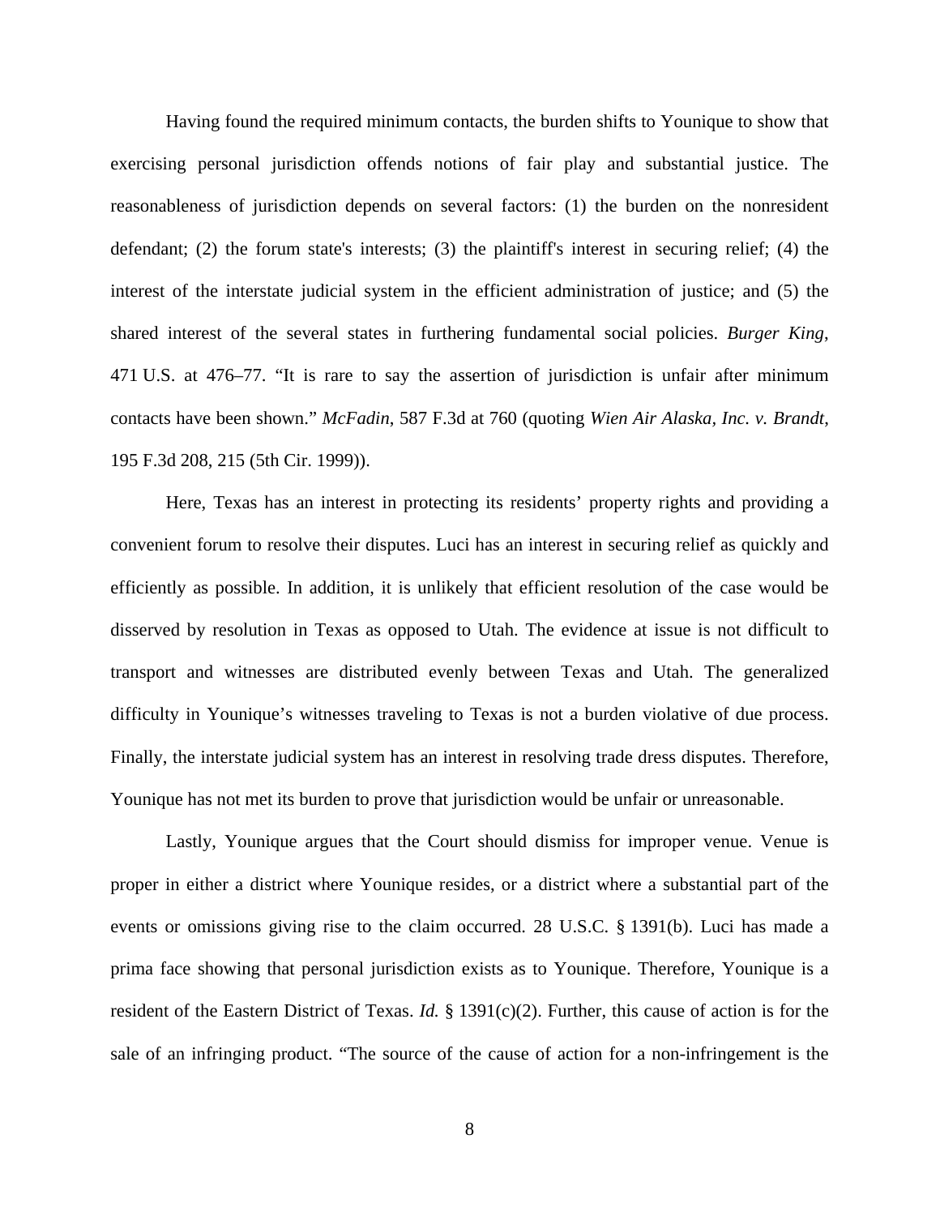Having found the required minimum contacts, the burden shifts to Younique to show that exercising personal jurisdiction offends notions of fair play and substantial justice. The reasonableness of jurisdiction depends on several factors: (1) the burden on the nonresident defendant; (2) the forum state's interests; (3) the plaintiff's interest in securing relief; (4) the interest of the interstate judicial system in the efficient administration of justice; and (5) the shared interest of the several states in furthering fundamental social policies. *Burger King*, 471 U.S. at 476–77. "It is rare to say the assertion of jurisdiction is unfair after minimum contacts have been shown." *McFadin*, 587 F.3d at 760 (quoting *Wien Air Alaska, Inc. v. Brandt*, 195 F.3d 208, 215 (5th Cir. 1999)).

Here, Texas has an interest in protecting its residents' property rights and providing a convenient forum to resolve their disputes. Luci has an interest in securing relief as quickly and efficiently as possible. In addition, it is unlikely that efficient resolution of the case would be disserved by resolution in Texas as opposed to Utah. The evidence at issue is not difficult to transport and witnesses are distributed evenly between Texas and Utah. The generalized difficulty in Younique's witnesses traveling to Texas is not a burden violative of due process. Finally, the interstate judicial system has an interest in resolving trade dress disputes. Therefore, Younique has not met its burden to prove that jurisdiction would be unfair or unreasonable.

Lastly, Younique argues that the Court should dismiss for improper venue. Venue is proper in either a district where Younique resides, or a district where a substantial part of the events or omissions giving rise to the claim occurred. 28 U.S.C. § 1391(b). Luci has made a prima face showing that personal jurisdiction exists as to Younique. Therefore, Younique is a resident of the Eastern District of Texas. *Id.* § 1391(c)(2). Further, this cause of action is for the sale of an infringing product. "The source of the cause of action for a non-infringement is the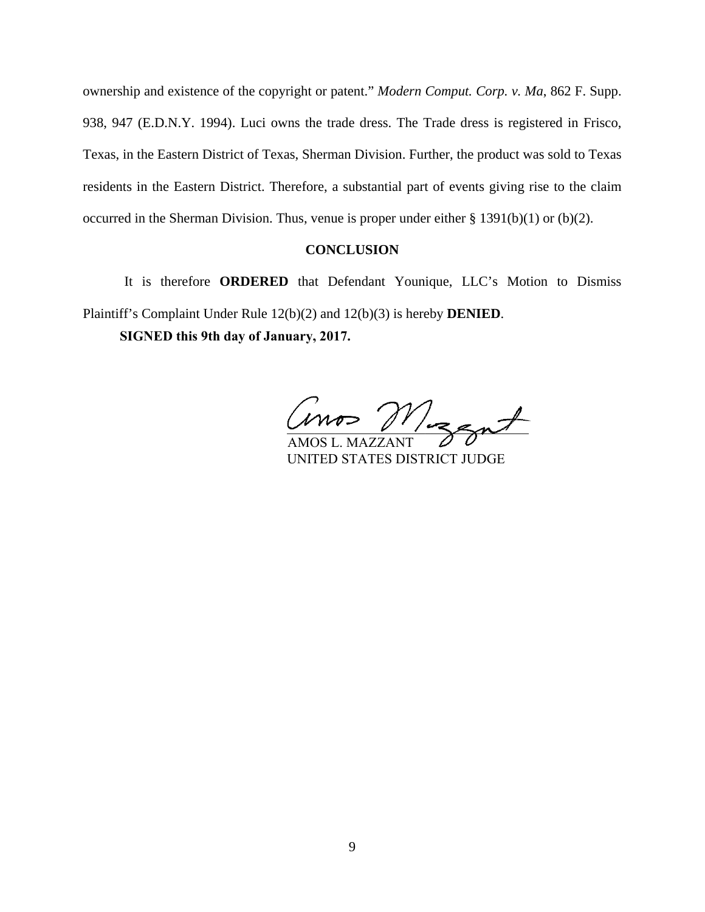ownership and existence of the copyright or patent." *Modern Comput. Corp. v. Ma*, 862 F. Supp. 938, 947 (E.D.N.Y. 1994). Luci owns the trade dress. The Trade dress is registered in Frisco, Texas, in the Eastern District of Texas, Sherman Division. Further, the product was sold to Texas residents in the Eastern District. Therefore, a substantial part of events giving rise to the claim occurred in the Sherman Division. Thus, venue is proper under either § 1391(b)(1) or (b)(2).

## CONCLUSION

It is therefore **ORDERED** that Defendant Younique, LLC's Motion to Dismiss Plaintiff's Complaint Under Rule 12(b)(2) and 12(b)(3) is hereby **DENIED**.

**SIGNED this 9th day of January, 2017.**

AMOS L. MAZZANT
UNITED STATES DISTRICT JUDGE